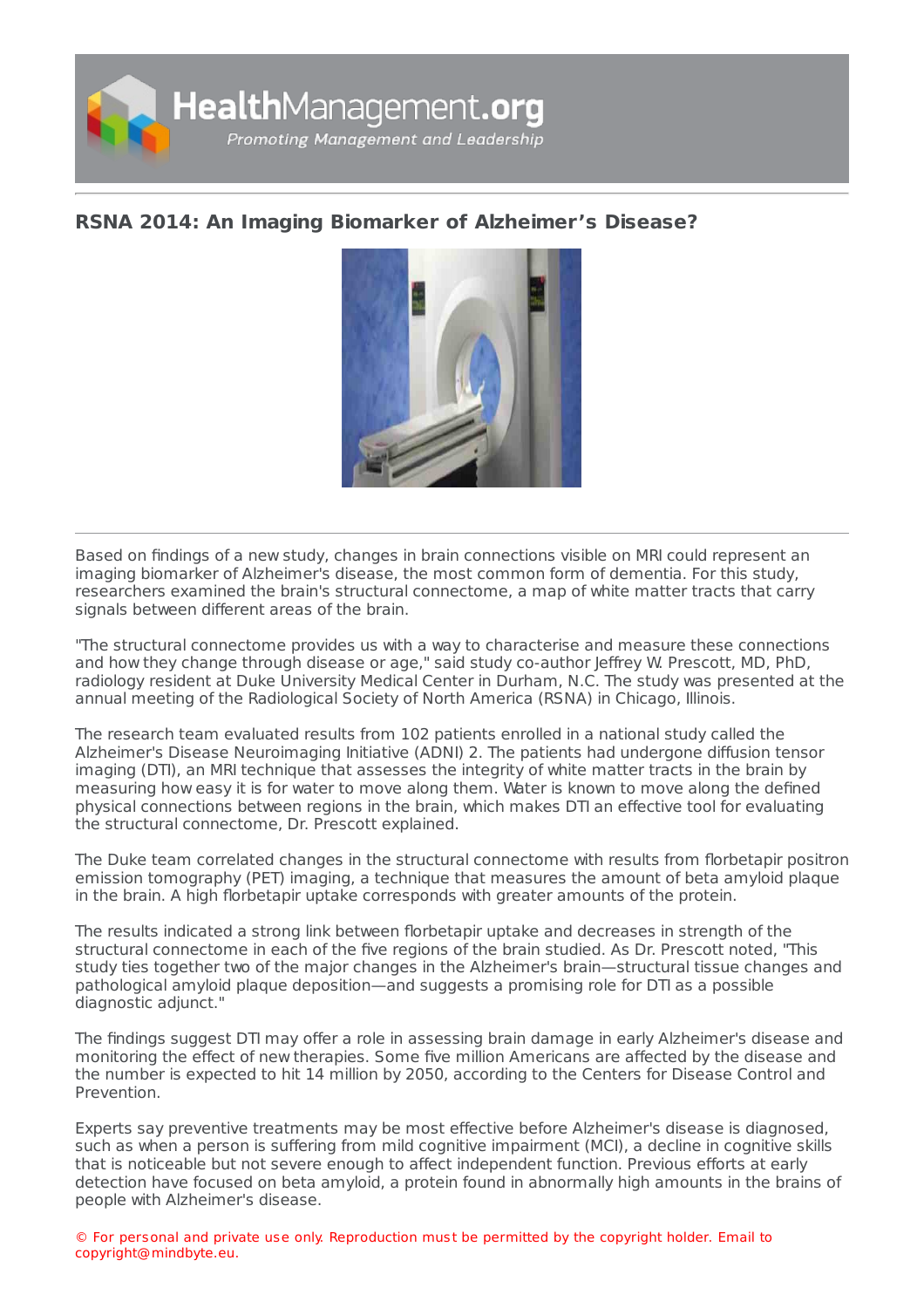# RSNA 2014: An Imaging Biomarker of Alzheimer's Disease?

Based on findings of a new study, changes in brain connections visible on MRI could represent an imaging biomarker of Alzheimer's disease, the most common form of dementia. For this study, researchers examined the brain's structural connectome, a map of white matter tracts that carry signals between different areas of the brain.

"The structural connectome provides us with a way to characterise and measure these connections and how they change through disease or age," said study co-author Jeffrey W. Prescott, MD, PhD, radiology resident at Duke University Medical Center in Durham, N.C. The study was presented at the annual meeting of the Radiological Society of North America (RSNA) in Chicago, Illinois.

The research team evaluated results from 102 patients enrolled in a national study called the Alzheimer's Disease Neuroimaging Initiative (ADNI) 2. The patients had undergone diffusion tensor imaging (DTI), an MRI technique that assesses the integrity of white matter tracts in the brain by measuring how easy it is for water to move along them. Water is known to move along the defined physical connections between regions in the brain, which makes DTI an effective tool for evaluating the structural connectome, Dr. Prescott explained.

The Duke team correlated changes in the structural connectome with results from florbetapir positron emission tomography (PET) imaging, a technique that measures the amount of beta amyloid plaque in the brain. A high florbetapir uptake corresponds with greater amounts of the protein.

The results indicated a strong link between florbetapir uptake and decreases in strength of the structural connectome in each of the five regions of the brain studied. As Dr. Prescott noted, "This study ties together two of the major changes in the Alzheimer's brain—structural tissue changes and pathological amyloid plaque deposition—and suggests a promising role for DTI as a possible diagnostic adjunct."

The findings suggest DTI may offer a role in assessing brain damage in early Alzheimer's disease and monitoring the effect of new therapies. Some five million Americans are affected by the disease and the number is expected to hit 14 million by 2050, according to the Centers for Disease Control and Prevention.

Experts say preventive treatments may be most effective before Alzheimer's disease is diagnosed, such as when a person is suffering from mild cognitive impairment (MCI), a decline in cognitive skills that is noticeable but not severe enough to affect independent function. Previous efforts at early detection have focused on beta amyloid, a protein found in abnormally high amounts in the brains of people with Alzheimer's disease.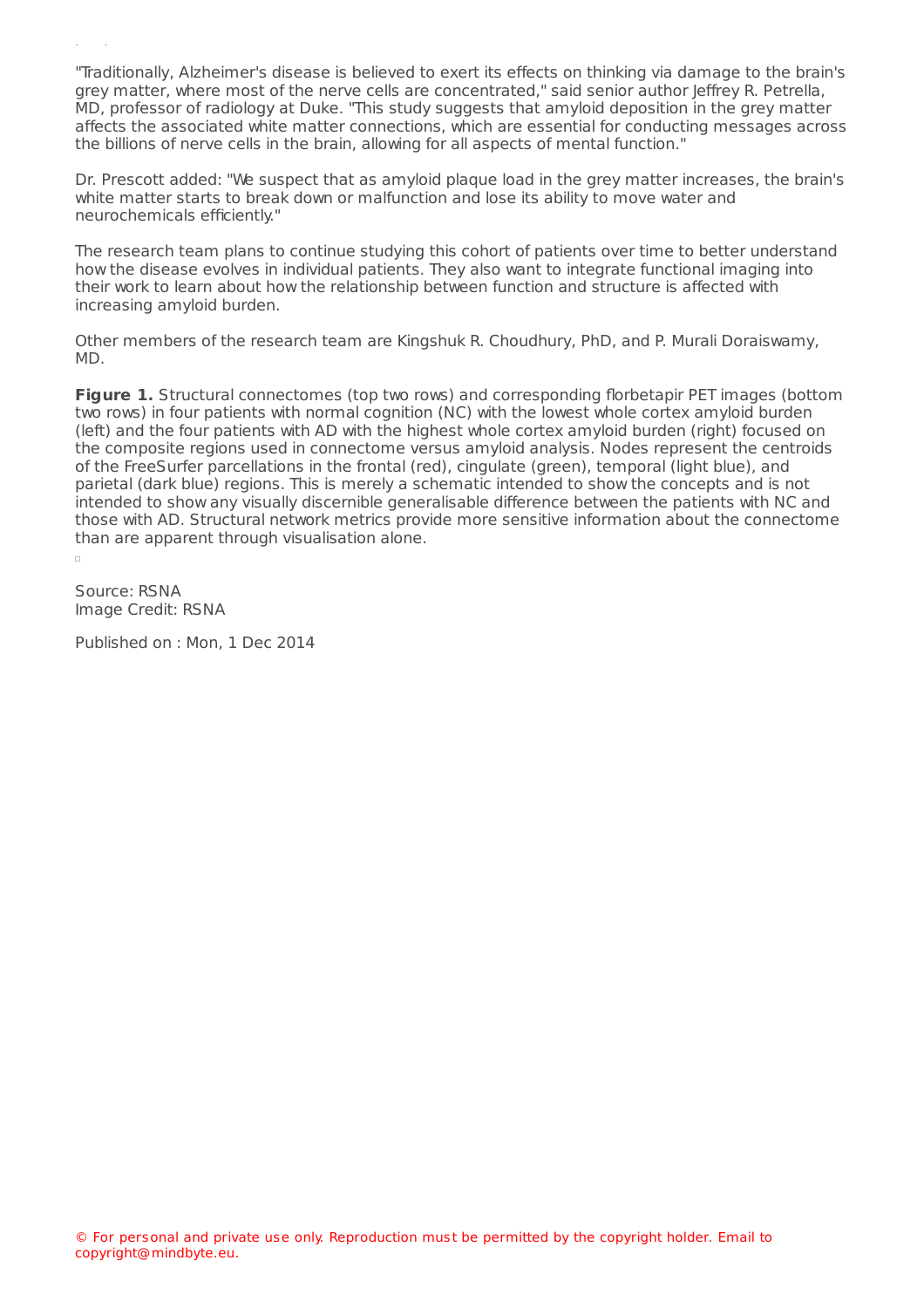"Traditionally, Alzheimer's disease is believed to exert its effects on thinking via damage to the brain's grey matter, where most of the nerve cells are concentrated," said senior author Jeffrey R. Petrella, MD, professor of radiology at Duke. "This study suggests that amyloid deposition in the grey matter affects the associated white matter connections, which are essential for conducting messages across the billions of nerve cells in the brain, allowing for all aspects of mental function."

Dr. Prescott added: "We suspect that as amyloid plaque load in the grey matter increases, the brain's white matter starts to break down or malfunction and lose its ability to move water and neurochemicals efficiently."

The research team plans to continue studying this cohort of patients over time to better understand how the disease evolves in individual patients. They also want to integrate functional imaging into their work to learn about how the relationship between function and structure is affected with increasing amyloid burden.

Other members of the research team are Kingshuk R. Choudhury, PhD, and P. Murali Doraiswamy, MD.

**Figure 1.** Structural connectomes (top two rows) and corresponding florbetapir PET images (bottom two rows) in four patients with normal cognition (NC) with the lowest whole cortex amyloid burden (left) and the four patients with AD with the highest whole cortex amyloid burden (right) focused on the composite regions used in connectome versus amyloid analysis. Nodes represent the centroids of the FreeSurfer parcellations in the frontal (red), cingulate (green), temporal (light blue), and parietal (dark blue) regions. This is merely a schematic intended to show the concepts and is not intended to show any visually discernible generalisable difference between the patients with NC and those with AD. Structural network metrics provide more sensitive information about the connectome than are apparent through visualisation alone.

Source: RSNA
Image Credit: RSNA

Published on : Mon, 1 Dec 2014